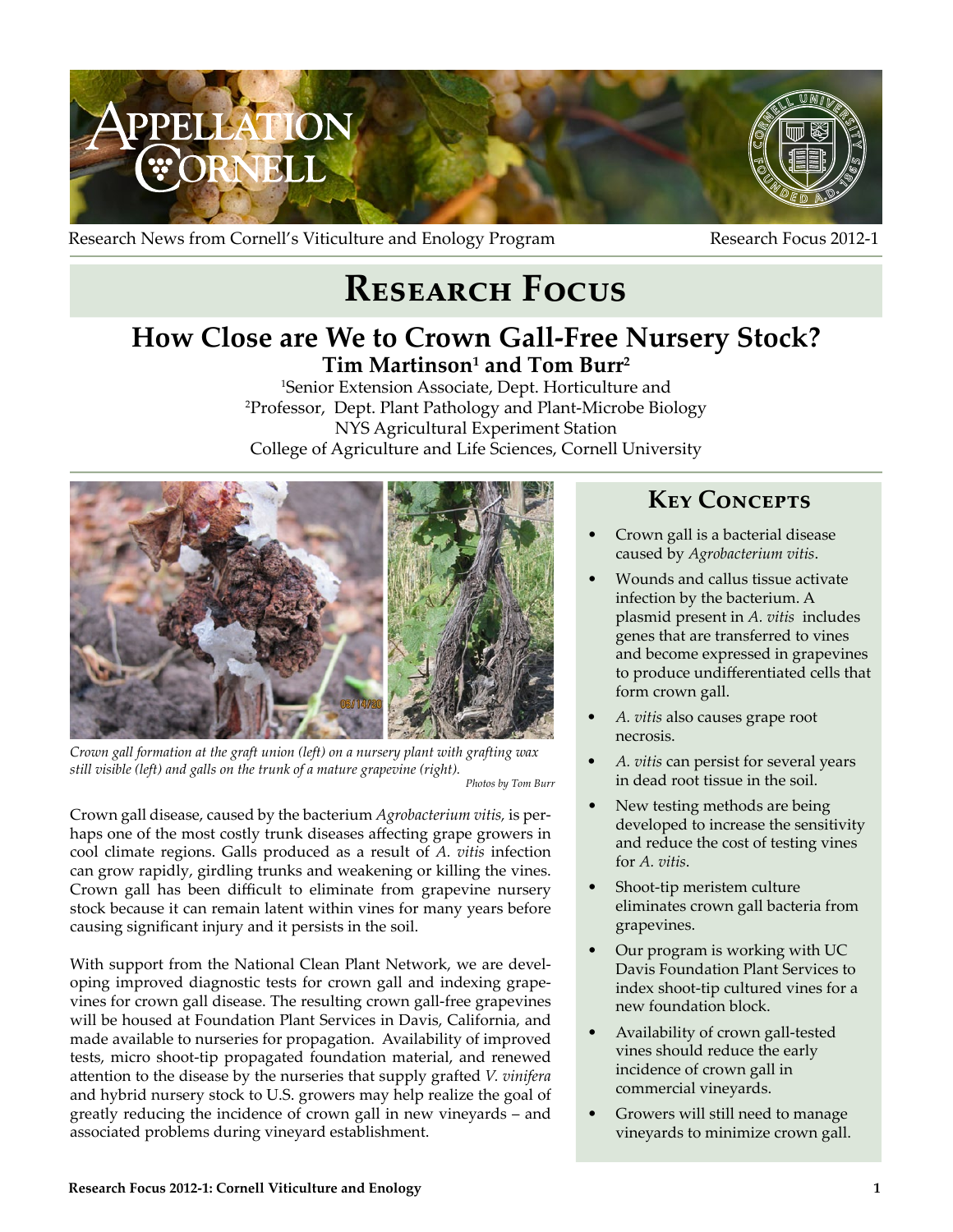Research News from Cornell's Viticulture and Enology Program — Research Focus 2012-1

# Research Focus

## How Close are We to Crown Gall-Free Nursery Stock?

**Tim Martinson[1] and Tom Burr[2]**

[1]Senior Extension Associate, Dept. Horticulture and
[2]Professor, Dept. Plant Pathology and Plant-Microbe Biology
NYS Agricultural Experiment Station
College of Agriculture and Life Sciences, Cornell University

*Crown gall formation at the graft union (left) on a nursery plant with grafting wax still visible (left) and galls on the trunk of a mature grapevine (right).*
*Photos by Tom Burr*

Crown gall disease, caused by the bacterium *Agrobacterium vitis,* is perhaps one of the most costly trunk diseases affecting grape growers in cool climate regions. Galls produced as a result of *A. vitis* infection can grow rapidly, girdling trunks and weakening or killing the vines. Crown gall has been difficult to eliminate from grapevine nursery stock because it can remain latent within vines for many years before causing significant injury and it persists in the soil.

With support from the National Clean Plant Network, we are developing improved diagnostic tests for crown gall and indexing grapevines for crown gall disease. The resulting crown gall-free grapevines will be housed at Foundation Plant Services in Davis, California, and made available to nurseries for propagation. Availability of improved tests, micro shoot-tip propagated foundation material, and renewed attention to the disease by the nurseries that supply grafted *V. vinifera* and hybrid nursery stock to U.S. growers may help realize the goal of greatly reducing the incidence of crown gall in new vineyards – and associated problems during vineyard establishment.

### Key Concepts

- Crown gall is a bacterial disease caused by *Agrobacterium vitis*.
- Wounds and callus tissue activate infection by the bacterium. A plasmid present in *A. vitis* includes genes that are transferred to vines and become expressed in grapevines to produce undifferentiated cells that form crown gall.
- *A. vitis* also causes grape root necrosis.
- *A. vitis* can persist for several years in dead root tissue in the soil.
- New testing methods are being developed to increase the sensitivity and reduce the cost of testing vines for *A. vitis*.
- Shoot-tip meristem culture eliminates crown gall bacteria from grapevines.
- Our program is working with UC Davis Foundation Plant Services to index shoot-tip cultured vines for a new foundation block.
- Availability of crown gall-tested vines should reduce the early incidence of crown gall in commercial vineyards.
- Growers will still need to manage vineyards to minimize crown gall.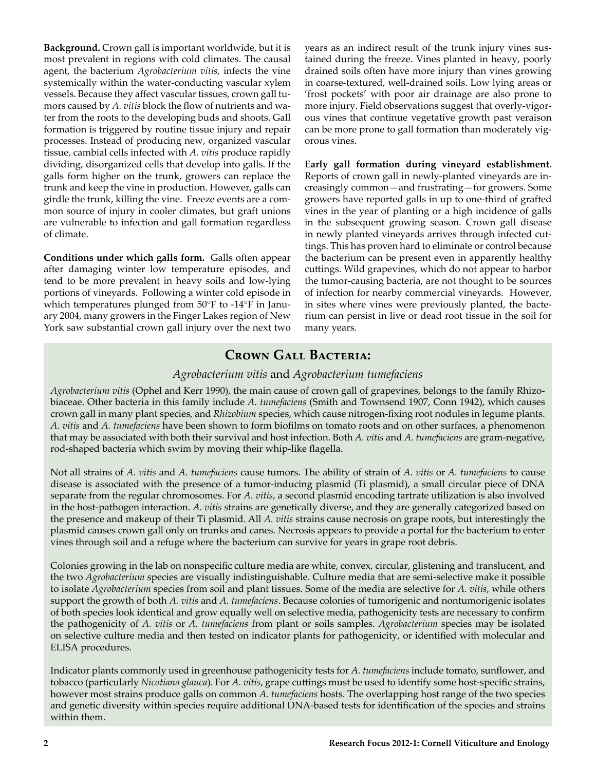**Background.** Crown gall is important worldwide, but it is most prevalent in regions with cold climates. The causal agent, the bacterium *Agrobacterium vitis,* infects the vine systemically within the water-conducting vascular xylem vessels. Because they affect vascular tissues, crown gall tumors caused by *A. vitis* block the flow of nutrients and water from the roots to the developing buds and shoots. Gall formation is triggered by routine tissue injury and repair processes. Instead of producing new, organized vascular tissue, cambial cells infected with *A. vitis* produce rapidly dividing, disorganized cells that develop into galls. If the galls form higher on the trunk, growers can replace the trunk and keep the vine in production. However, galls can girdle the trunk, killing the vine. Freeze events are a common source of injury in cooler climates, but graft unions are vulnerable to infection and gall formation regardless of climate.

**Conditions under which galls form.** Galls often appear after damaging winter low temperature episodes, and tend to be more prevalent in heavy soils and low-lying portions of vineyards. Following a winter cold episode in which temperatures plunged from 50°F to -14°F in January 2004, many growers in the Finger Lakes region of New York saw substantial crown gall injury over the next two years as an indirect result of the trunk injury vines sustained during the freeze. Vines planted in heavy, poorly drained soils often have more injury than vines growing in coarse-textured, well-drained soils. Low lying areas or 'frost pockets' with poor air drainage are also prone to more injury. Field observations suggest that overly-vigorous vines that continue vegetative growth past veraison can be more prone to gall formation than moderately vigorous vines.

**Early gall formation during vineyard establishment**. Reports of crown gall in newly-planted vineyards are increasingly common—and frustrating—for growers. Some growers have reported galls in up to one-third of grafted vines in the year of planting or a high incidence of galls in the subsequent growing season. Crown gall disease in newly planted vineyards arrives through infected cuttings. This has proven hard to eliminate or control because the bacterium can be present even in apparently healthy cuttings. Wild grapevines, which do not appear to harbor the tumor-causing bacteria, are not thought to be sources of infection for nearby commercial vineyards. However, in sites where vines were previously planted, the bacterium can persist in live or dead root tissue in the soil for many years.

## Crown Gall Bacteria:

### *Agrobacterium vitis* and *Agrobacterium tumefaciens*

*Agrobacterium vitis* (Ophel and Kerr 1990), the main cause of crown gall of grapevines, belongs to the family Rhizobiaceae. Other bacteria in this family include *A. tumefaciens* (Smith and Townsend 1907, Conn 1942), which causes crown gall in many plant species, and *Rhizobium* species, which cause nitrogen-fixing root nodules in legume plants. *A. vitis* and *A. tumefaciens* have been shown to form biofilms on tomato roots and on other surfaces, a phenomenon that may be associated with both their survival and host infection. Both *A. vitis* and *A. tumefaciens* are gram-negative, rod-shaped bacteria which swim by moving their whip-like flagella.

Not all strains of *A. vitis* and *A. tumefaciens* cause tumors. The ability of strain of *A. vitis* or *A. tumefaciens* to cause disease is associated with the presence of a tumor-inducing plasmid (Ti plasmid), a small circular piece of DNA separate from the regular chromosomes. For *A. vitis*, a second plasmid encoding tartrate utilization is also involved in the host-pathogen interaction. *A. vitis* strains are genetically diverse, and they are generally categorized based on the presence and makeup of their Ti plasmid. All *A. vitis* strains cause necrosis on grape roots, but interestingly the plasmid causes crown gall only on trunks and canes. Necrosis appears to provide a portal for the bacterium to enter vines through soil and a refuge where the bacterium can survive for years in grape root debris.

Colonies growing in the lab on nonspecific culture media are white, convex, circular, glistening and translucent, and the two *Agrobacterium* species are visually indistinguishable. Culture media that are semi-selective make it possible to isolate *Agrobacterium* species from soil and plant tissues. Some of the media are selective for *A. vitis*, while others support the growth of both *A. vitis* and *A. tumefaciens*. Because colonies of tumorigenic and nontumorigenic isolates of both species look identical and grow equally well on selective media, pathogenicity tests are necessary to confirm the pathogenicity of *A. vitis* or *A. tumefaciens* from plant or soils samples. *Agrobacterium* species may be isolated on selective culture media and then tested on indicator plants for pathogenicity, or identified with molecular and ELISA procedures.

Indicator plants commonly used in greenhouse pathogenicity tests for *A. tumefaciens* include tomato, sunflower, and tobacco (particularly *Nicotiana glauca*). For *A. vitis*, grape cuttings must be used to identify some host-specific strains, however most strains produce galls on common *A. tumefaciens* hosts. The overlapping host range of the two species and genetic diversity within species require additional DNA-based tests for identification of the species and strains within them.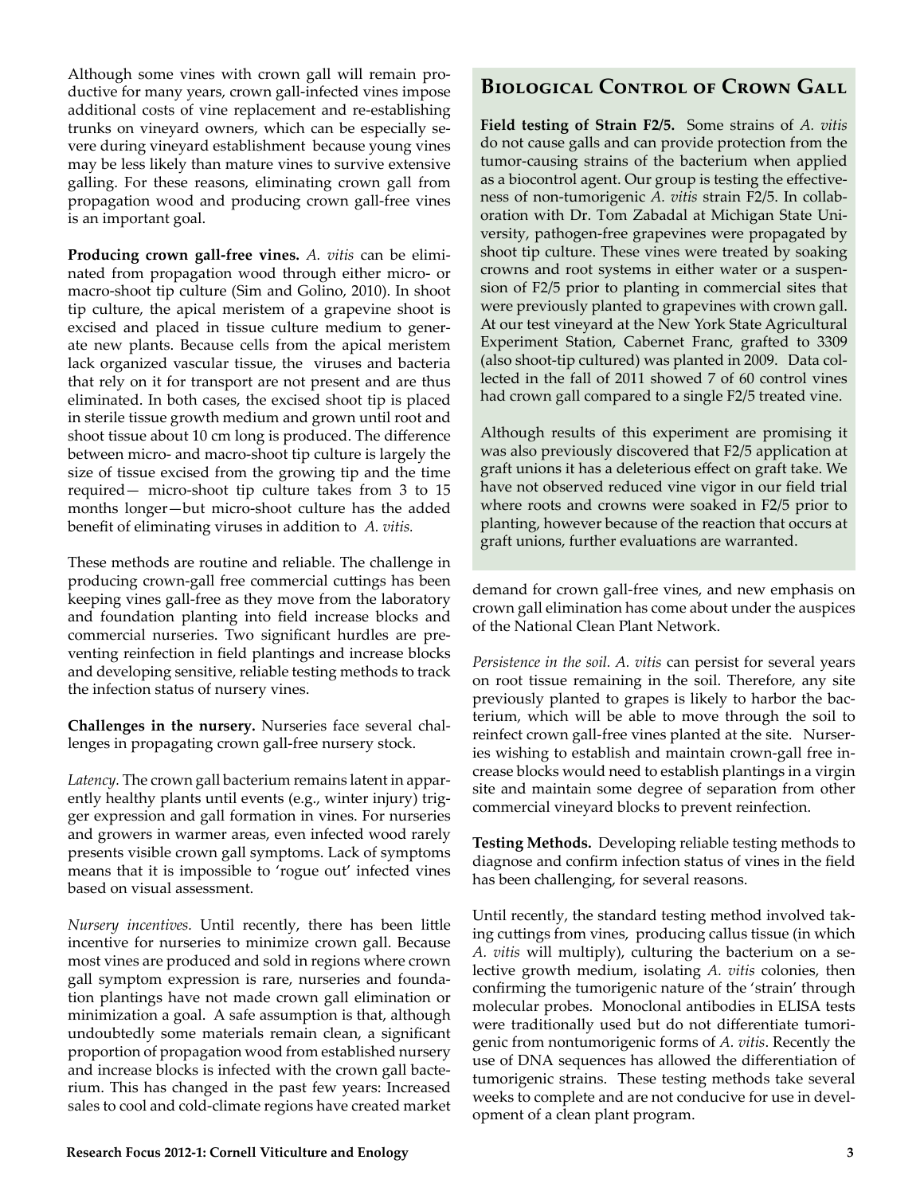Although some vines with crown gall will remain productive for many years, crown gall-infected vines impose additional costs of vine replacement and re-establishing trunks on vineyard owners, which can be especially severe during vineyard establishment because young vines may be less likely than mature vines to survive extensive galling. For these reasons, eliminating crown gall from propagation wood and producing crown gall-free vines is an important goal.

**Producing crown gall-free vines.** *A. vitis* can be eliminated from propagation wood through either micro- or macro-shoot tip culture (Sim and Golino, 2010). In shoot tip culture, the apical meristem of a grapevine shoot is excised and placed in tissue culture medium to generate new plants. Because cells from the apical meristem lack organized vascular tissue, the viruses and bacteria that rely on it for transport are not present and are thus eliminated. In both cases, the excised shoot tip is placed in sterile tissue growth medium and grown until root and shoot tissue about 10 cm long is produced. The difference between micro- and macro-shoot tip culture is largely the size of tissue excised from the growing tip and the time required— micro-shoot tip culture takes from 3 to 15 months longer—but micro-shoot culture has the added benefit of eliminating viruses in addition to *A. vitis.*

These methods are routine and reliable. The challenge in producing crown-gall free commercial cuttings has been keeping vines gall-free as they move from the laboratory and foundation planting into field increase blocks and commercial nurseries. Two significant hurdles are preventing reinfection in field plantings and increase blocks and developing sensitive, reliable testing methods to track the infection status of nursery vines.

**Challenges in the nursery.** Nurseries face several challenges in propagating crown gall-free nursery stock.

*Latency.* The crown gall bacterium remains latent in apparently healthy plants until events (e.g., winter injury) trigger expression and gall formation in vines. For nurseries and growers in warmer areas, even infected wood rarely presents visible crown gall symptoms. Lack of symptoms means that it is impossible to 'rogue out' infected vines based on visual assessment.

*Nursery incentives.* Until recently, there has been little incentive for nurseries to minimize crown gall. Because most vines are produced and sold in regions where crown gall symptom expression is rare, nurseries and foundation plantings have not made crown gall elimination or minimization a goal. A safe assumption is that, although undoubtedly some materials remain clean, a significant proportion of propagation wood from established nursery and increase blocks is infected with the crown gall bacterium. This has changed in the past few years: Increased sales to cool and cold-climate regions have created market demand for crown gall-free vines, and new emphasis on crown gall elimination has come about under the auspices of the National Clean Plant Network.

*Persistence in the soil. A. vitis* can persist for several years on root tissue remaining in the soil. Therefore, any site previously planted to grapes is likely to harbor the bacterium, which will be able to move through the soil to reinfect crown gall-free vines planted at the site. Nurseries wishing to establish and maintain crown-gall free increase blocks would need to establish plantings in a virgin site and maintain some degree of separation from other commercial vineyard blocks to prevent reinfection.

**Testing Methods.** Developing reliable testing methods to diagnose and confirm infection status of vines in the field has been challenging, for several reasons.

Until recently, the standard testing method involved taking cuttings from vines, producing callus tissue (in which *A. vitis* will multiply), culturing the bacterium on a selective growth medium, isolating *A. vitis* colonies, then confirming the tumorigenic nature of the 'strain' through molecular probes. Monoclonal antibodies in ELISA tests were traditionally used but do not differentiate tumorigenic from nontumorigenic forms of *A. vitis*. Recently the use of DNA sequences has allowed the differentiation of tumorigenic strains. These testing methods take several weeks to complete and are not conducive for use in development of a clean plant program.

## Biological Control of Crown Gall

**Field testing of Strain F2/5.** Some strains of *A. vitis* do not cause galls and can provide protection from the tumor-causing strains of the bacterium when applied as a biocontrol agent. Our group is testing the effectiveness of non-tumorigenic *A. vitis* strain F2/5. In collaboration with Dr. Tom Zabadal at Michigan State University, pathogen-free grapevines were propagated by shoot tip culture. These vines were treated by soaking crowns and root systems in either water or a suspension of F2/5 prior to planting in commercial sites that were previously planted to grapevines with crown gall. At our test vineyard at the New York State Agricultural Experiment Station, Cabernet Franc, grafted to 3309 (also shoot-tip cultured) was planted in 2009. Data collected in the fall of 2011 showed 7 of 60 control vines had crown gall compared to a single F2/5 treated vine.

Although results of this experiment are promising it was also previously discovered that F2/5 application at graft unions it has a deleterious effect on graft take. We have not observed reduced vine vigor in our field trial where roots and crowns were soaked in F2/5 prior to planting, however because of the reaction that occurs at graft unions, further evaluations are warranted.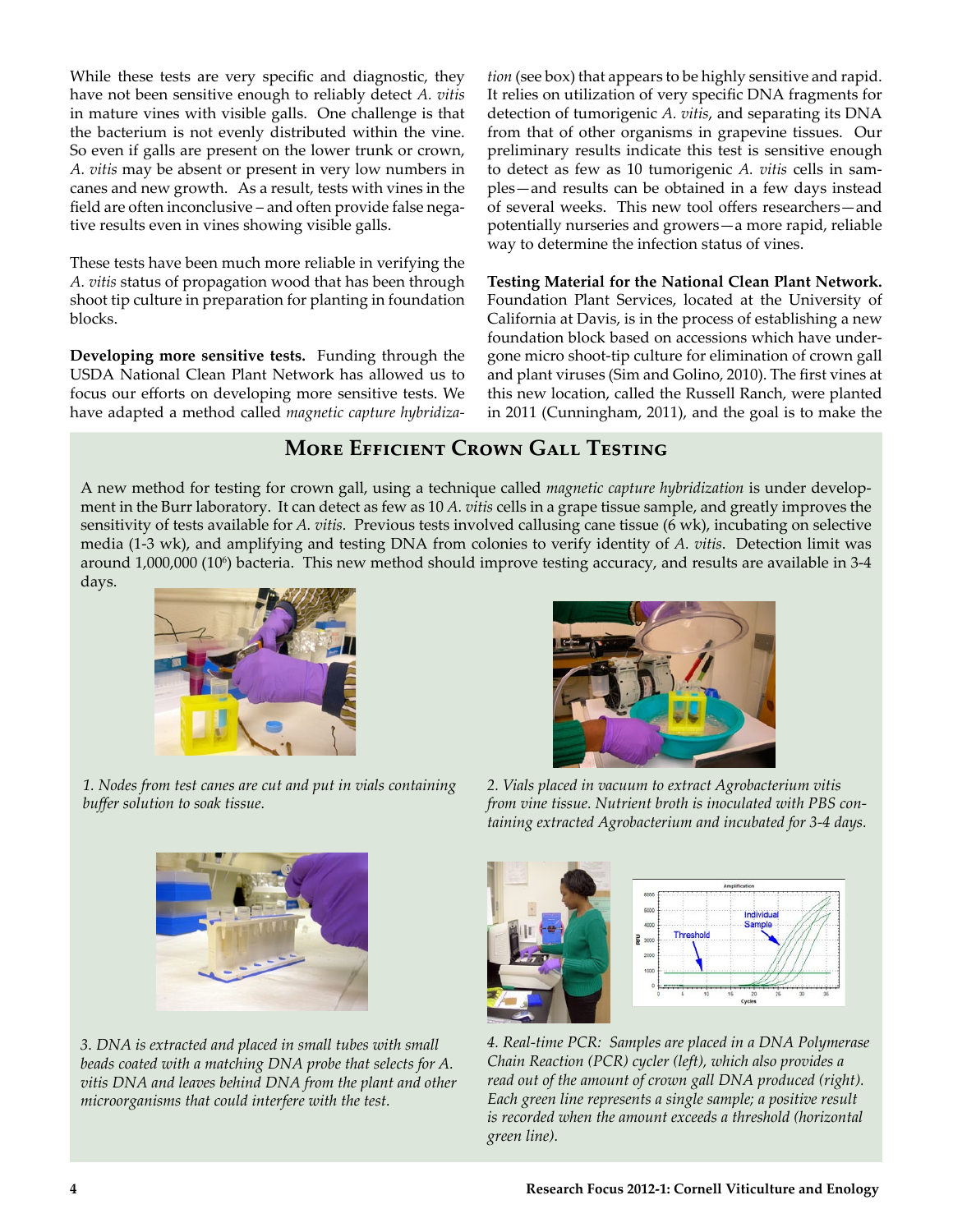While these tests are very specific and diagnostic, they have not been sensitive enough to reliably detect *A. vitis* in mature vines with visible galls. One challenge is that the bacterium is not evenly distributed within the vine. So even if galls are present on the lower trunk or crown, *A. vitis* may be absent or present in very low numbers in canes and new growth. As a result, tests with vines in the field are often inconclusive – and often provide false negative results even in vines showing visible galls.

These tests have been much more reliable in verifying the *A. vitis* status of propagation wood that has been through shoot tip culture in preparation for planting in foundation blocks.

**Developing more sensitive tests.** Funding through the USDA National Clean Plant Network has allowed us to focus our efforts on developing more sensitive tests. We have adapted a method called *magnetic capture hybridization* (see box) that appears to be highly sensitive and rapid. It relies on utilization of very specific DNA fragments for detection of tumorigenic *A. vitis*, and separating its DNA from that of other organisms in grapevine tissues. Our preliminary results indicate this test is sensitive enough to detect as few as 10 tumorigenic *A. vitis* cells in samples—and results can be obtained in a few days instead of several weeks. This new tool offers researchers—and potentially nurseries and growers—a more rapid, reliable way to determine the infection status of vines.

**Testing Material for the National Clean Plant Network.** Foundation Plant Services, located at the University of California at Davis, is in the process of establishing a new foundation block based on accessions which have undergone micro shoot-tip culture for elimination of crown gall and plant viruses (Sim and Golino, 2010). The first vines at this new location, called the Russell Ranch, were planted in 2011 (Cunningham, 2011), and the goal is to make the

## More Efficient Crown Gall Testing

A new method for testing for crown gall, using a technique called *magnetic capture hybridization* is under development in the Burr laboratory. It can detect as few as 10 *A. vitis* cells in a grape tissue sample, and greatly improves the sensitivity of tests available for *A. vitis*. Previous tests involved callusing cane tissue (6 wk), incubating on selective media (1-3 wk), and amplifying and testing DNA from colonies to verify identity of *A. vitis*. Detection limit was around 1,000,000 ($10^6$) bacteria. This new method should improve testing accuracy, and results are available in 3-4 days.

*1. Nodes from test canes are cut and put in vials containing buffer solution to soak tissue.*

*2. Vials placed in vacuum to extract Agrobacterium vitis from vine tissue. Nutrient broth is inoculated with PBS containing extracted Agrobacterium and incubated for 3-4 days.*

*3. DNA is extracted and placed in small tubes with small beads coated with a matching DNA probe that selects for A. vitis DNA and leaves behind DNA from the plant and other microorganisms that could interfere with the test.*

*4. Real-time PCR: Samples are placed in a DNA Polymerase Chain Reaction (PCR) cycler (left), which also provides a read out of the amount of crown gall DNA produced (right). Each green line represents a single sample; a positive result is recorded when the amount exceeds a threshold (horizontal green line).*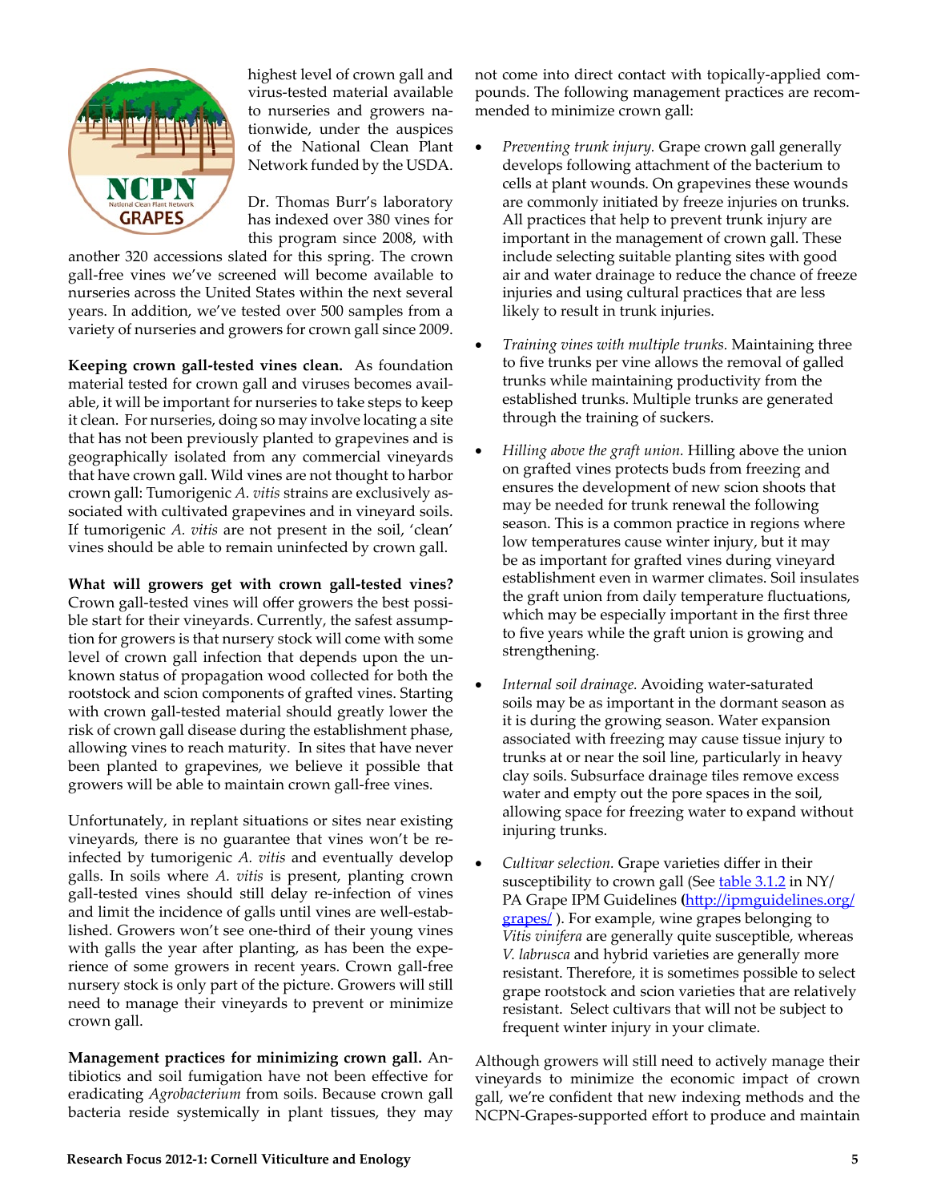highest level of crown gall and virus-tested material available to nurseries and growers nationwide, under the auspices of the National Clean Plant Network funded by the USDA.

Dr. Thomas Burr's laboratory has indexed over 380 vines for this program since 2008, with another 320 accessions slated for this spring. The crown gall-free vines we've screened will become available to nurseries across the United States within the next several years. In addition, we've tested over 500 samples from a variety of nurseries and growers for crown gall since 2009.

**Keeping crown gall-tested vines clean.** As foundation material tested for crown gall and viruses becomes available, it will be important for nurseries to take steps to keep it clean. For nurseries, doing so may involve locating a site that has not been previously planted to grapevines and is geographically isolated from any commercial vineyards that have crown gall. Wild vines are not thought to harbor crown gall: Tumorigenic *A. vitis* strains are exclusively associated with cultivated grapevines and in vineyard soils. If tumorigenic *A. vitis* are not present in the soil, 'clean' vines should be able to remain uninfected by crown gall.

**What will growers get with crown gall-tested vines?** Crown gall-tested vines will offer growers the best possible start for their vineyards. Currently, the safest assumption for growers is that nursery stock will come with some level of crown gall infection that depends upon the unknown status of propagation wood collected for both the rootstock and scion components of grafted vines. Starting with crown gall-tested material should greatly lower the risk of crown gall disease during the establishment phase, allowing vines to reach maturity. In sites that have never been planted to grapevines, we believe it possible that growers will be able to maintain crown gall-free vines.

Unfortunately, in replant situations or sites near existing vineyards, there is no guarantee that vines won't be reinfected by tumorigenic *A. vitis* and eventually develop galls. In soils where *A. vitis* is present, planting crown gall-tested vines should still delay re-infection of vines and limit the incidence of galls until vines are well-established. Growers won't see one-third of their young vines with galls the year after planting, as has been the experience of some growers in recent years. Crown gall-free nursery stock is only part of the picture. Growers will still need to manage their vineyards to prevent or minimize crown gall.

**Management practices for minimizing crown gall.** Antibiotics and soil fumigation have not been effective for eradicating *Agrobacterium* from soils. Because crown gall bacteria reside systemically in plant tissues, they may not come into direct contact with topically-applied compounds. The following management practices are recommended to minimize crown gall:

- *Preventing trunk injury.* Grape crown gall generally develops following attachment of the bacterium to cells at plant wounds. On grapevines these wounds are commonly initiated by freeze injuries on trunks. All practices that help to prevent trunk injury are important in the management of crown gall. These include selecting suitable planting sites with good air and water drainage to reduce the chance of freeze injuries and using cultural practices that are less likely to result in trunk injuries.

- *Training vines with multiple trunks.* Maintaining three to five trunks per vine allows the removal of galled trunks while maintaining productivity from the established trunks. Multiple trunks are generated through the training of suckers.

- *Hilling above the graft union.* Hilling above the union on grafted vines protects buds from freezing and ensures the development of new scion shoots that may be needed for trunk renewal the following season. This is a common practice in regions where low temperatures cause winter injury, but it may be as important for grafted vines during vineyard establishment even in warmer climates. Soil insulates the graft union from daily temperature fluctuations, which may be especially important in the first three to five years while the graft union is growing and strengthening.

- *Internal soil drainage.* Avoiding water-saturated soils may be as important in the dormant season as it is during the growing season. Water expansion associated with freezing may cause tissue injury to trunks at or near the soil line, particularly in heavy clay soils. Subsurface drainage tiles remove excess water and empty out the pore spaces in the soil, allowing space for freezing water to expand without injuring trunks.

- *Cultivar selection.* Grape varieties differ in their susceptibility to crown gall (See table 3.1.2 in NY/PA Grape IPM Guidelines (http://ipmguidelines.org/grapes/ ). For example, wine grapes belonging to *Vitis vinifera* are generally quite susceptible, whereas *V. labrusca* and hybrid varieties are generally more resistant. Therefore, it is sometimes possible to select grape rootstock and scion varieties that are relatively resistant. Select cultivars that will not be subject to frequent winter injury in your climate.

Although growers will still need to actively manage their vineyards to minimize the economic impact of crown gall, we're confident that new indexing methods and the NCPN-Grapes-supported effort to produce and maintain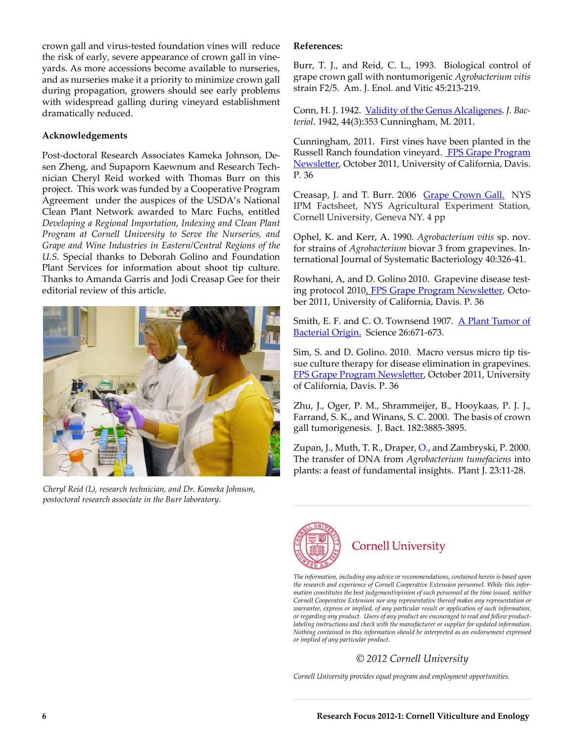crown gall and virus-tested foundation vines will reduce the risk of early, severe appearance of crown gall in vineyards. As more accessions become available to nurseries, and as nurseries make it a priority to minimize crown gall during propagation, growers should see early problems with widespread galling during vineyard establishment dramatically reduced.

### Acknowledgements

Post-doctoral Research Associates Kameka Johnson, Desen Zheng, and Supaporn Kaewnum and Research Technician Cheryl Reid worked with Thomas Burr on this project. This work was funded by a Cooperative Program Agreement under the auspices of the USDA's National Clean Plant Network awarded to Marc Fuchs, entitled *Developing a Regional Importation, Indexing and Clean Plant Program at Cornell University to Serve the Nurseries, and Grape and Wine Industries in Eastern/Central Regions of the U.S.* Special thanks to Deborah Golino and Foundation Plant Services for information about shoot tip culture. Thanks to Amanda Garris and Jodi Creasap Gee for their editorial review of this article.

*Cheryl Reid (L), research technician, and Dr. Kameka Johnson, postoctoral research associate in the Burr laboratory.*

### References:

Burr, T. J., and Reid, C. L., 1993. Biological control of grape crown gall with nontumorigenic *Agrobacterium vitis* strain F2/5. Am. J. Enol. and Vitic 45:213-219.

Conn, H. J. 1942. Validity of the Genus Alcaligenes. *J. Bacteriol.* 1942, 44(3):353 Cunningham, M. 2011.

Cunningham, 2011. First vines have been planted in the Russell Ranch foundation vineyard. FPS Grape Program Newsletter, October 2011, University of California, Davis. P. 36

Creasap, J. and T. Burr. 2006 Grape Crown Gall. NYS IPM Factsheet, NYS Agricultural Experiment Station, Cornell University, Geneva NY. 4 pp

Ophel, K. and Kerr, A. 1990. *Agrobacterium vitis* sp. nov. for strains of *Agrobacterium* biovar 3 from grapevines. International Journal of Systematic Bacteriology 40:326-41.

Rowhani, A, and D. Golino 2010. Grapevine disease testing protocol 2010, FPS Grape Program Newsletter, October 2011, University of California, Davis. P. 36

Smith, E. F. and C. O. Townsend 1907. A Plant Tumor of Bacterial Origin. Science 26:671-673.

Sim, S. and D. Golino. 2010. Macro versus micro tip tissue culture therapy for disease elimination in grapevines. FPS Grape Program Newsletter, October 2011, University of California, Davis. P. 36

Zhu, J., Oger, P. M., Shrammeijer, B., Hooykaas, P. J. J., Farrand, S. K., and Winans, S. C. 2000. The basis of crown gall tumorigenesis. J. Bact. 182:3885-3895.

Zupan, J., Muth, T. R., Draper, O., and Zambryski, P. 2000. The transfer of DNA from *Agrobacterium tumefaciens* into plants: a feast of fundamental insights. Plant J. 23:11-28.

Cornell University

*The information, including any advice or recommendations, contained herein is based upon the research and experience of Cornell Cooperative Extension personnel. While this information constitutes the best judgement/opinion of such personnel at the time issued, neither Cornell Cooperative Extension nor any representative thereof makes any representation or warrantee, express or implied, of any particular result or application of such information, or regarding any product. Users of any product are encouraged to read and follow product-labeling instructions and check with the manufacturer or supplier for updated information. Nothing contained in this information should be interpreted as an endorsement expressed or implied of any particular product.*

*© 2012 Cornell University*

*Cornell University provides equal program and employment opportunities.*